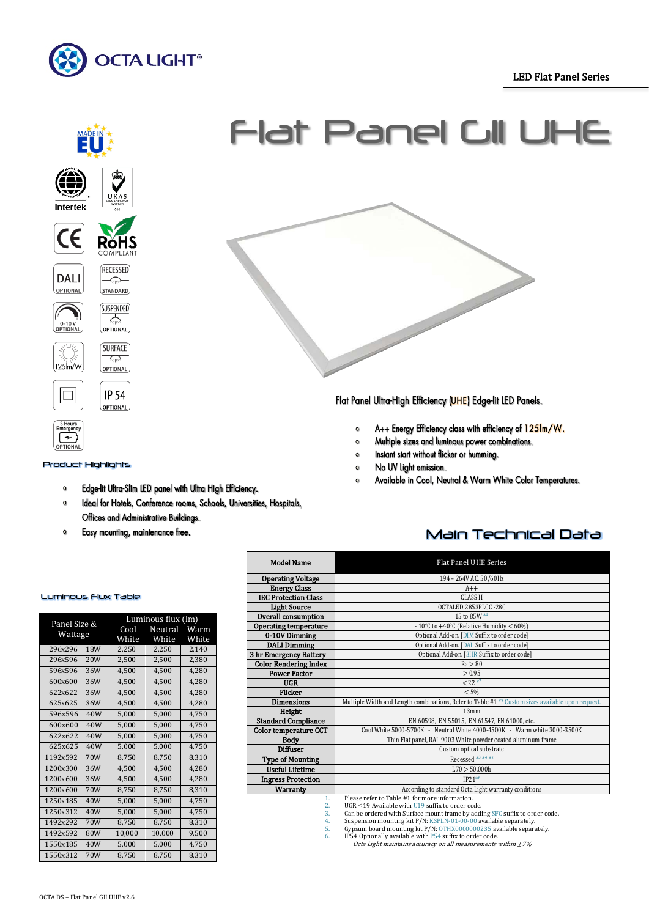OCTA LIGHT®

LED Flat Panel Series

# Flat Panel GII UHE

MADE IN EU

Intertek

CE

RoHS COMPLIANT

DALI OPTIONAL

RECESSED STANDARD

0-10V OPTIONAL

SUSPENDED OPTIONAL

125lm/W

SURFACE OPTIONAL

IP 54 OPTIONAL

3 Hours Emergency OPTIONAL

Flat Panel Ultra-High Efficiency (UHE) Edge-lit LED Panels.

- A++ Energy Efficiency class with efficiency of 125lm/W.
- Multiple sizes and luminous power combinations.
- Instant start without flicker or humming.
- No UV light emission.
- Available in Cool, Neutral & Warm White Color Temperatures.

## Product Highlights

- Edge-lit Ultra-Slim LED panel with Ultra High Efficiency.
- Ideal for Hotels, Conference rooms, Schools, Universities, Hospitals, Offices and Administrative Buildings.
- Easy mounting, maintenance free.

## Main Technical Data

| Model Name | Flat Panel UHE Series |
|---|---|
| Operating Voltage | 194 – 264V AC, 50/60Hz |
| Energy Class | A++ |
| IEC Protection Class | CLASS II |
| Light Source | OCTALED 2853PLCC -28C |
| Overall consumption | 15 to 85W [*1] |
| Operating temperature | - 10°C to +40°C (Relative Humidity < 60%) |
| 0-10V Dimming | Optional Add-on. [DIM Suffix to order code] |
| DALI Dimming | Optional Add-on. [DAL Suffix to order code] |
| 3 hr Emergency Battery | Optional Add-on. [3HR Suffix to order code] |
| Color Rendering Index | Ra > 80 |
| Power Factor | > 0.95 |
| UGR | < 22 [*2] |
| Flicker | < 5% |
| Dimensions | Multiple Width and Length combinations, Refer to Table #1 ** Custom sizes available upon request. |
| Height | 13mm |
| Standard Compliance | EN 60598, EN 55015, EN 61547, EN 61000, etc. |
| Color temperature CCT | Cool White 5000-5700K - Neutral White 4000-4500K - Warm white 3000-3500K |
| Body | Thin Flat panel, RAL 9003 White powder coated aluminum frame |
| Diffuser | Custom optical substrate |
| Type of Mounting | Recessed [*3 *4 *5] |
| Useful Lifetime | L70 > 50,000h |
| Ingress Protection | IP21 [*6] |
| Warranty | According to standard Octa Light warranty conditions |

1. Please refer to Table #1 for more information.
2. UGR ≤19 Available with U19 suffix to order code.
3. Can be ordered with Surface mount frame by adding SFC suffix to order code.
4. Suspension mounting kit P/N: KSPLN-01-00-00 available separately.
5. Gypsum board mounting kit P/N: OTHX0000000235 available separately.
6. IP54 Optionally available with P54 suffix to order code.

*Octa Light maintains accuracy on all measurements within ±7%*

## Luminous Flux Table

| Panel Size & Wattage | | Luminous flux (lm) Cool White | Neutral White | Warm White |
|---|---|---|---|---|
| 296x296 | 18W | 2,250 | 2,250 | 2,140 |
| 296x596 | 20W | 2,500 | 2,500 | 2,380 |
| 596x596 | 36W | 4,500 | 4,500 | 4,280 |
| 600x600 | 36W | 4,500 | 4,500 | 4,280 |
| 622x622 | 36W | 4,500 | 4,500 | 4,280 |
| 625x625 | 36W | 4,500 | 4,500 | 4,280 |
| 596x596 | 40W | 5,000 | 5,000 | 4,750 |
| 600x600 | 40W | 5,000 | 5,000 | 4,750 |
| 622x622 | 40W | 5,000 | 5,000 | 4,750 |
| 625x625 | 40W | 5,000 | 5,000 | 4,750 |
| 1192x592 | 70W | 8,750 | 8,750 | 8,310 |
| 1200x300 | 36W | 4,500 | 4,500 | 4,280 |
| 1200x600 | 36W | 4,500 | 4,500 | 4,280 |
| 1200x600 | 70W | 8,750 | 8,750 | 8,310 |
| 1250x185 | 40W | 5,000 | 5,000 | 4,750 |
| 1250x312 | 40W | 5,000 | 5,000 | 4,750 |
| 1492x292 | 70W | 8,750 | 8,750 | 8,310 |
| 1492x592 | 80W | 10,000 | 10,000 | 9,500 |
| 1550x185 | 40W | 5,000 | 5,000 | 4,750 |
| 1550x312 | 70W | 8,750 | 8,750 | 8,310 |

OCTA DS – Flat Panel GII UHE v2.6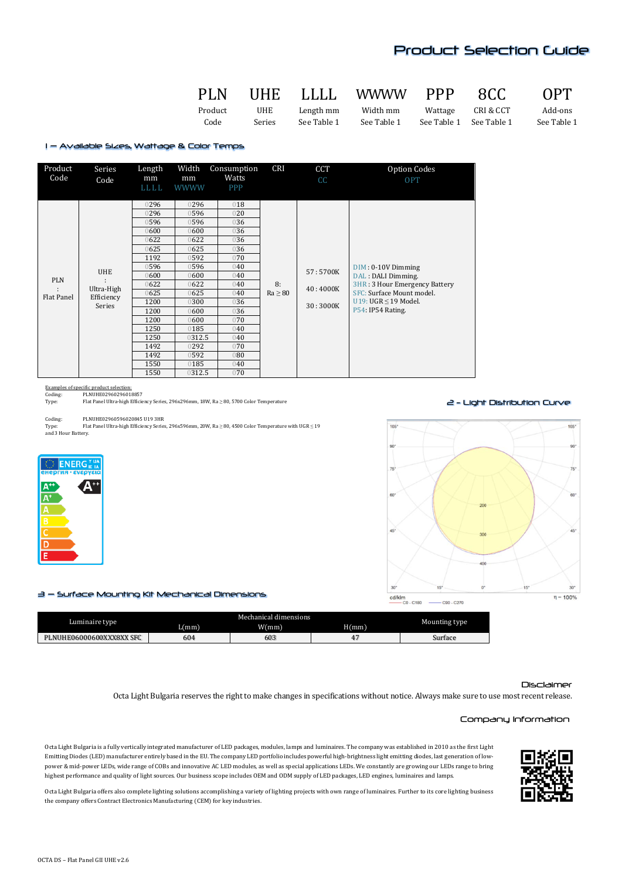# Product Selection Guide

| PLN | UHE | LLLL | WWWW | PPP | 8CC | OPT |
|---|---|---|---|---|---|---|
| Product Code | UHE Series | Length mm See Table 1 | Width mm See Table 1 | Wattage See Table 1 | CRI & CCT See Table 1 | Add-ons See Table 1 |

## 1 – Available Sizes, Wattage & Color Temps

| Product Code | Series Code | Length mm LLLL | Width mm WWWW | Consumption Watts PPP | CRI | CCT CC | Option Codes OPT |
|---|---|---|---|---|---|---|---|
| PLN : Flat Panel | UHE : Ultra-High Efficiency Series | 0296 | 0296 | 018 | 8: Ra ≥ 80 | 57 : 5700K<br>40 : 4000K<br>30 : 3000K | DIM : 0-10V Dimming<br>DAL : DALI Dimming.<br>3HR : 3 Hour Emergency Battery<br>SFC: Surface Mount model.<br>U19: UGR ≤ 19 Model.<br>P54: IP54 Rating. |
| | | 0296 | 0596 | 020 | | | |
| | | 0596 | 0596 | 036 | | | |
| | | 0600 | 0600 | 036 | | | |
| | | 0622 | 0622 | 036 | | | |
| | | 0625 | 0625 | 036 | | | |
| | | 1192 | 0592 | 070 | | | |
| | | 0596 | 0596 | 040 | | | |
| | | 0600 | 0600 | 040 | | | |
| | | 0622 | 0622 | 040 | | | |
| | | 0625 | 0625 | 040 | | | |
| | | 1200 | 0300 | 036 | | | |
| | | 1200 | 0600 | 036 | | | |
| | | 1200 | 0600 | 070 | | | |
| | | 1250 | 0185 | 040 | | | |
| | | 1250 | 0312.5 | 040 | | | |
| | | 1492 | 0292 | 070 | | | |
| | | 1492 | 0592 | 080 | | | |
| | | 1550 | 0185 | 040 | | | |
| | | 1550 | 0312.5 | 070 | | | |

Examples of specific product selection:

Coding: PLNUHE029602960188 57
Type: Flat Panel Ultra-high Efficiency Series, 296x296mm, 18W, Ra ≥ 80, 5700 Color Temperature

Coding: PLNUHE02960596020845 U19 3HR
Type: Flat Panel Ultra-high Efficiency Series, 296x596mm, 20W, Ra ≥ 80, 4500 Color Temperature with UGR ≤ 19 and 3 Hour Battery.

ENERGY
A++

## 2 - Light Distribution Curve

105° 105°
90° 90°
75° 75°
60° 60°
45° 45°
30° 15° 0° 15° 30°
200
300
400
cd/klm
C0 - C180 C90 - C270
η = 100%

## 3 – Surface Mounting Kit Mechanical Dimensions

| Luminaire type | Mechanical dimensions L(mm) | W(mm) | H(mm) | Mounting type |
|---|---|---|---|---|
| PLNUHE06000600XXX8XX SFC | 604 | 603 | 47 | Surface |

### Disclaimer

Octa Light Bulgaria reserves the right to make changes in specifications without notice. Always make sure to use most recent release.

### Company Information

Octa Light Bulgaria is a fully vertically integrated manufacturer of LED packages, modules, lamps and luminaires. The company was established in 2010 as the first Light Emitting Diodes (LED) manufacturer entirely based in the EU. The company LED portfolio includes powerful high-brightness light emitting diodes, last generation of low-power & mid-power LEDs, wide range of COBs and innovative AC LED modules, as well as special applications LEDs. We constantly are growing our LEDs range to bring highest performance and quality of light sources. Our business scope includes OEM and ODM supply of LED packages, LED engines, luminaires and lamps.

Octa Light Bulgaria offers also complete lighting solutions accomplishing a variety of lighting projects with own range of luminaires. Further to its core lighting business the company offers Contract Electronics Manufacturing (CEM) for key industries.